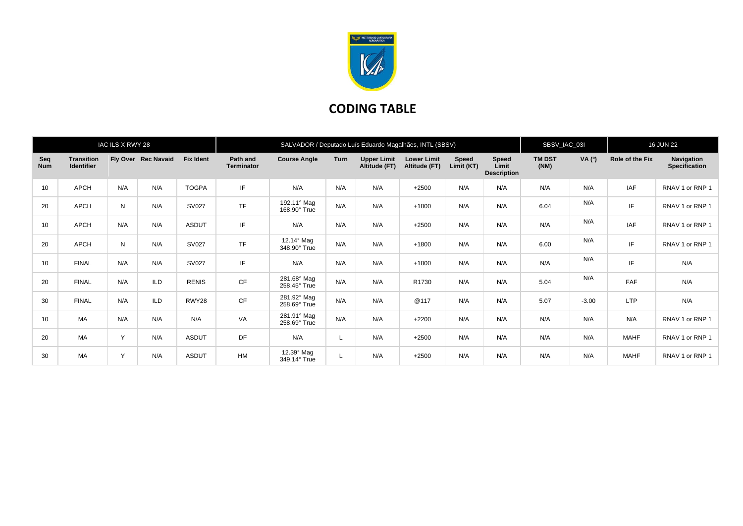# CODING TABLE

| IAC ILS X RWY 28 | | | | | SALVADOR / Deputado Luís Eduardo Magalhães, INTL (SBSV) | | | | | | | SBSV_IAC_03I | | 16 JUN 22 | |
|---|---|---|---|---|---|---|---|---|---|---|---|---|---|---|---|
| **Seq Num** | **Transition Identifier** | **Fly Over** | **Rec Navaid** | **Fix Ident** | **Path and Terminator** | **Course Angle** | **Turn** | **Upper Limit Altitude (FT)** | **Lower Limit Altitude (FT)** | **Speed Limit (KT)** | **Speed Limit Description** | **TM DST (NM)** | **VA (º)** | **Role of the Fix** | **Navigation Specification** |
| 10 | APCH | N/A | N/A | TOGPA | IF | N/A | N/A | N/A | +2500 | N/A | N/A | N/A | N/A | IAF | RNAV 1 or RNP 1 |
| 20 | APCH | N | N/A | SV027 | TF | 192.11° Mag 168.90° True | N/A | N/A | +1800 | N/A | N/A | 6.04 | N/A | IF | RNAV 1 or RNP 1 |
| 10 | APCH | N/A | N/A | ASDUT | IF | N/A | N/A | N/A | +2500 | N/A | N/A | N/A | N/A | IAF | RNAV 1 or RNP 1 |
| 20 | APCH | N | N/A | SV027 | TF | 12.14° Mag 348.90° True | N/A | N/A | +1800 | N/A | N/A | 6.00 | N/A | IF | RNAV 1 or RNP 1 |
| 10 | FINAL | N/A | N/A | SV027 | IF | N/A | N/A | N/A | +1800 | N/A | N/A | N/A | N/A | IF | N/A |
| 20 | FINAL | N/A | ILD | RENIS | CF | 281.68° Mag 258.45° True | N/A | N/A | R1730 | N/A | N/A | 5.04 | N/A | FAF | N/A |
| 30 | FINAL | N/A | ILD | RWY28 | CF | 281.92° Mag 258.69° True | N/A | N/A | @117 | N/A | N/A | 5.07 | -3.00 | LTP | N/A |
| 10 | MA | N/A | N/A | N/A | VA | 281.91° Mag 258.69° True | N/A | N/A | +2200 | N/A | N/A | N/A | N/A | N/A | RNAV 1 or RNP 1 |
| 20 | MA | Y | N/A | ASDUT | DF | N/A | L | N/A | +2500 | N/A | N/A | N/A | N/A | MAHF | RNAV 1 or RNP 1 |
| 30 | MA | Y | N/A | ASDUT | HM | 12.39° Mag 349.14° True | L | N/A | +2500 | N/A | N/A | N/A | N/A | MAHF | RNAV 1 or RNP 1 |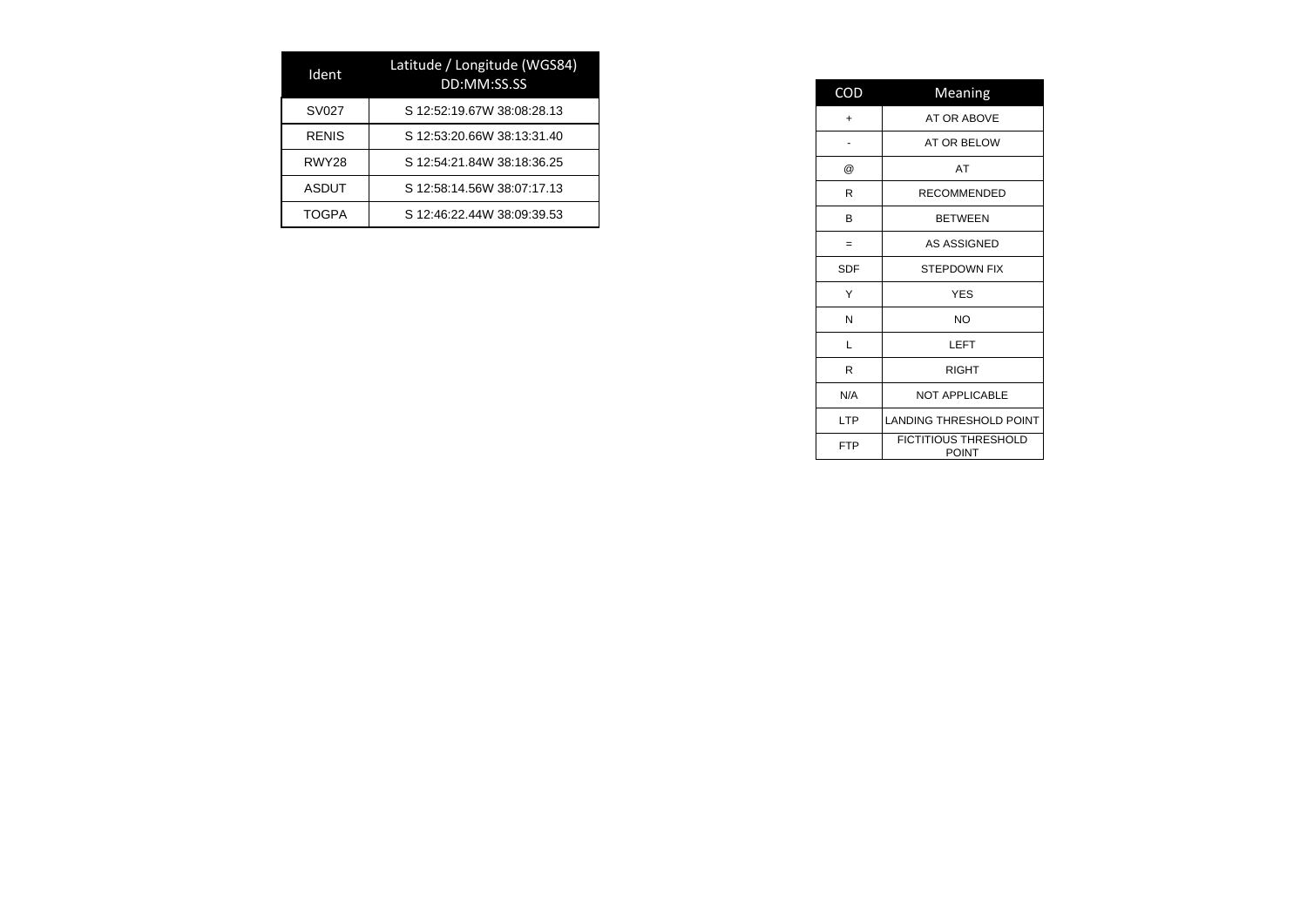| Ident | Latitude / Longitude (WGS84) DD:MM:SS.SS |
|---|---|
| SV027 | S 12:52:19.67W 38:08:28.13 |
| RENIS | S 12:53:20.66W 38:13:31.40 |
| RWY28 | S 12:54:21.84W 38:18:36.25 |
| ASDUT | S 12:58:14.56W 38:07:17.13 |
| TOGPA | S 12:46:22.44W 38:09:39.53 |

| COD | Meaning |
|---|---|
| + | AT OR ABOVE |
| - | AT OR BELOW |
| @ | AT |
| R | RECOMMENDED |
| B | BETWEEN |
| = | AS ASSIGNED |
| SDF | STEPDOWN FIX |
| Y | YES |
| N | NO |
| L | LEFT |
| R | RIGHT |
| N/A | NOT APPLICABLE |
| LTP | LANDING THRESHOLD POINT |
| FTP | FICTITIOUS THRESHOLD POINT |